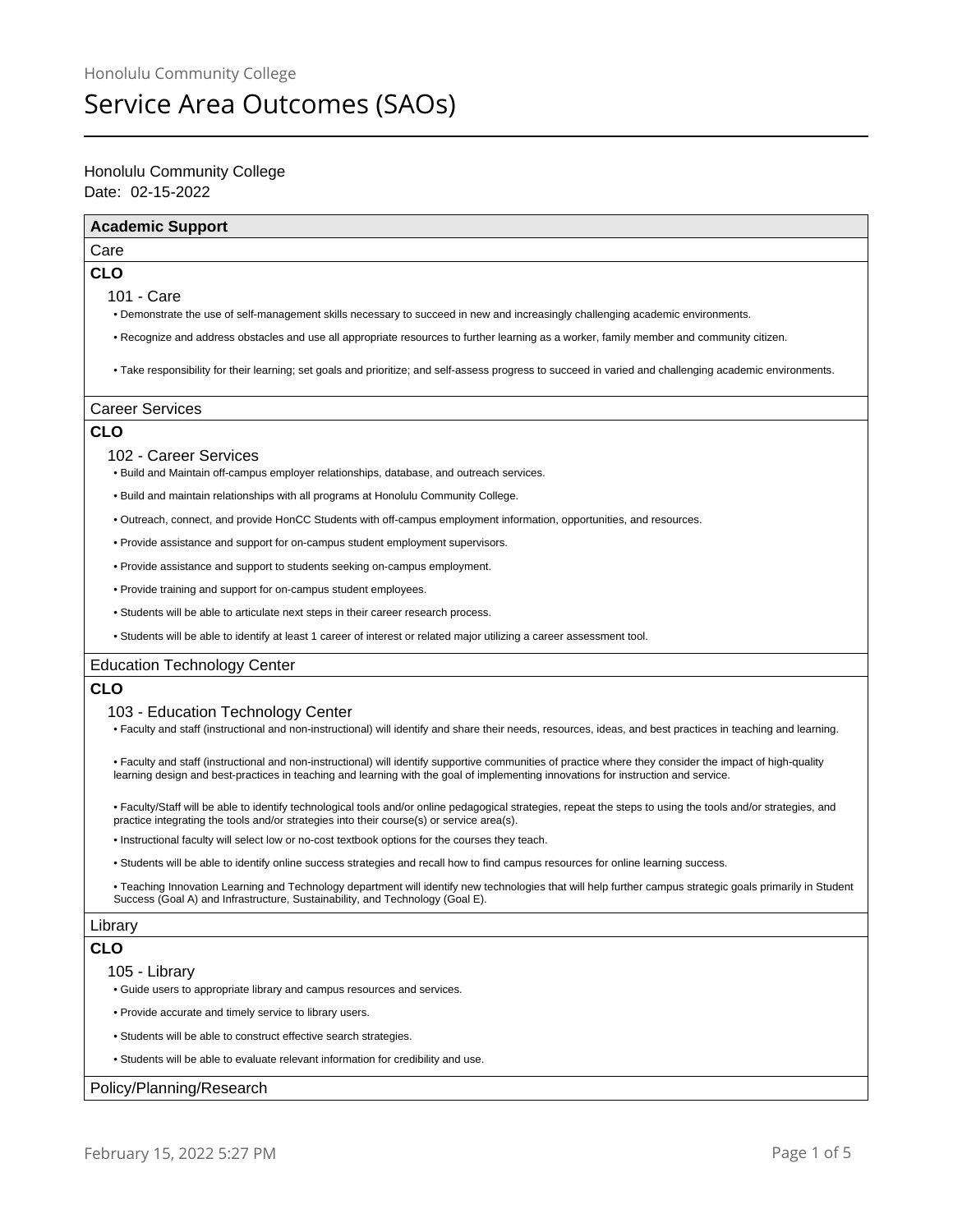Honolulu Community College

# Service Area Outcomes (SAOs)

Honolulu Community College
Date: 02-15-2022

## Academic Support

### Care

**CLO**

#### 101 - Care

- Demonstrate the use of self-management skills necessary to succeed in new and increasingly challenging academic environments.
- Recognize and address obstacles and use all appropriate resources to further learning as a worker, family member and community citizen.
- Take responsibility for their learning; set goals and prioritize; and self-assess progress to succeed in varied and challenging academic environments.

### Career Services

**CLO**

#### 102 - Career Services

- Build and Maintain off-campus employer relationships, database, and outreach services.
- Build and maintain relationships with all programs at Honolulu Community College.
- Outreach, connect, and provide HonCC Students with off-campus employment information, opportunities, and resources.
- Provide assistance and support for on-campus student employment supervisors.
- Provide assistance and support to students seeking on-campus employment.
- Provide training and support for on-campus student employees.
- Students will be able to articulate next steps in their career research process.
- Students will be able to identify at least 1 career of interest or related major utilizing a career assessment tool.

### Education Technology Center

**CLO**

#### 103 - Education Technology Center

- Faculty and staff (instructional and non-instructional) will identify and share their needs, resources, ideas, and best practices in teaching and learning.
- Faculty and staff (instructional and non-instructional) will identify supportive communities of practice where they consider the impact of high-quality learning design and best-practices in teaching and learning with the goal of implementing innovations for instruction and service.
- Faculty/Staff will be able to identify technological tools and/or online pedagogical strategies, repeat the steps to using the tools and/or strategies, and practice integrating the tools and/or strategies into their course(s) or service area(s).
- Instructional faculty will select low or no-cost textbook options for the courses they teach.
- Students will be able to identify online success strategies and recall how to find campus resources for online learning success.
- Teaching Innovation Learning and Technology department will identify new technologies that will help further campus strategic goals primarily in Student Success (Goal A) and Infrastructure, Sustainability, and Technology (Goal E).

### Library

**CLO**

#### 105 - Library

- Guide users to appropriate library and campus resources and services.
- Provide accurate and timely service to library users.
- Students will be able to construct effective search strategies.
- Students will be able to evaluate relevant information for credibility and use.

### Policy/Planning/Research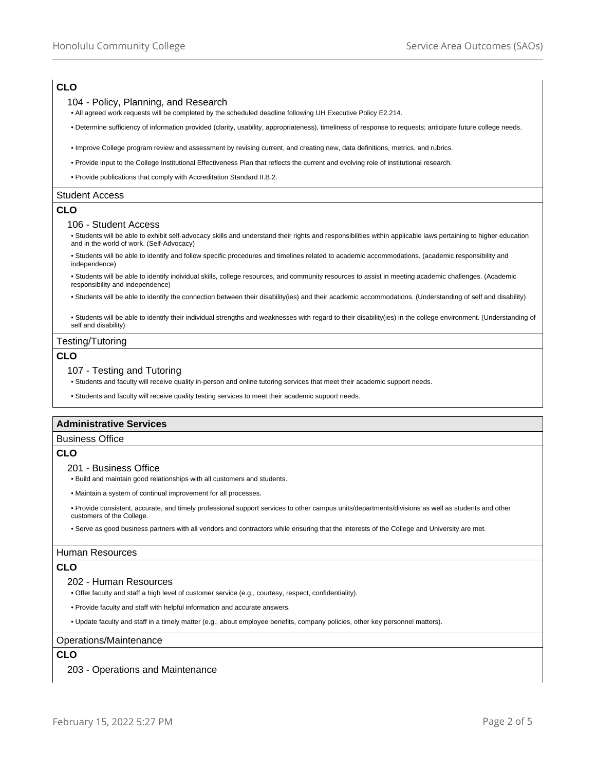**CLO**

104 - Policy, Planning, and Research

- All agreed work requests will be completed by the scheduled deadline following UH Executive Policy E2.214.
- Determine sufficiency of information provided (clarity, usability, appropriateness), timeliness of response to requests; anticipate future college needs.
- Improve College program review and assessment by revising current, and creating new, data definitions, metrics, and rubrics.
- Provide input to the College Institutional Effectiveness Plan that reflects the current and evolving role of institutional research.
- Provide publications that comply with Accreditation Standard II.B.2.

### Student Access

**CLO**

106 - Student Access

- Students will be able to exhibit self-advocacy skills and understand their rights and responsibilities within applicable laws pertaining to higher education and in the world of work. (Self-Advocacy)
- Students will be able to identify and follow specific procedures and timelines related to academic accommodations. (academic responsibility and independence)
- Students will be able to identify individual skills, college resources, and community resources to assist in meeting academic challenges. (Academic responsibility and independence)
- Students will be able to identify the connection between their disability(ies) and their academic accommodations. (Understanding of self and disability)
- Students will be able to identify their individual strengths and weaknesses with regard to their disability(ies) in the college environment. (Understanding of self and disability)

### Testing/Tutoring

**CLO**

107 - Testing and Tutoring

- Students and faculty will receive quality in-person and online tutoring services that meet their academic support needs.
- Students and faculty will receive quality testing services to meet their academic support needs.

## Administrative Services

### Business Office

**CLO**

201 - Business Office

- Build and maintain good relationships with all customers and students.
- Maintain a system of continual improvement for all processes.
- Provide consistent, accurate, and timely professional support services to other campus units/departments/divisions as well as students and other customers of the College.
- Serve as good business partners with all vendors and contractors while ensuring that the interests of the College and University are met.

### Human Resources

**CLO**

202 - Human Resources

- Offer faculty and staff a high level of customer service (e.g., courtesy, respect, confidentiality).
- Provide faculty and staff with helpful information and accurate answers.
- Update faculty and staff in a timely matter (e.g., about employee benefits, company policies, other key personnel matters).

### Operations/Maintenance

**CLO**

203 - Operations and Maintenance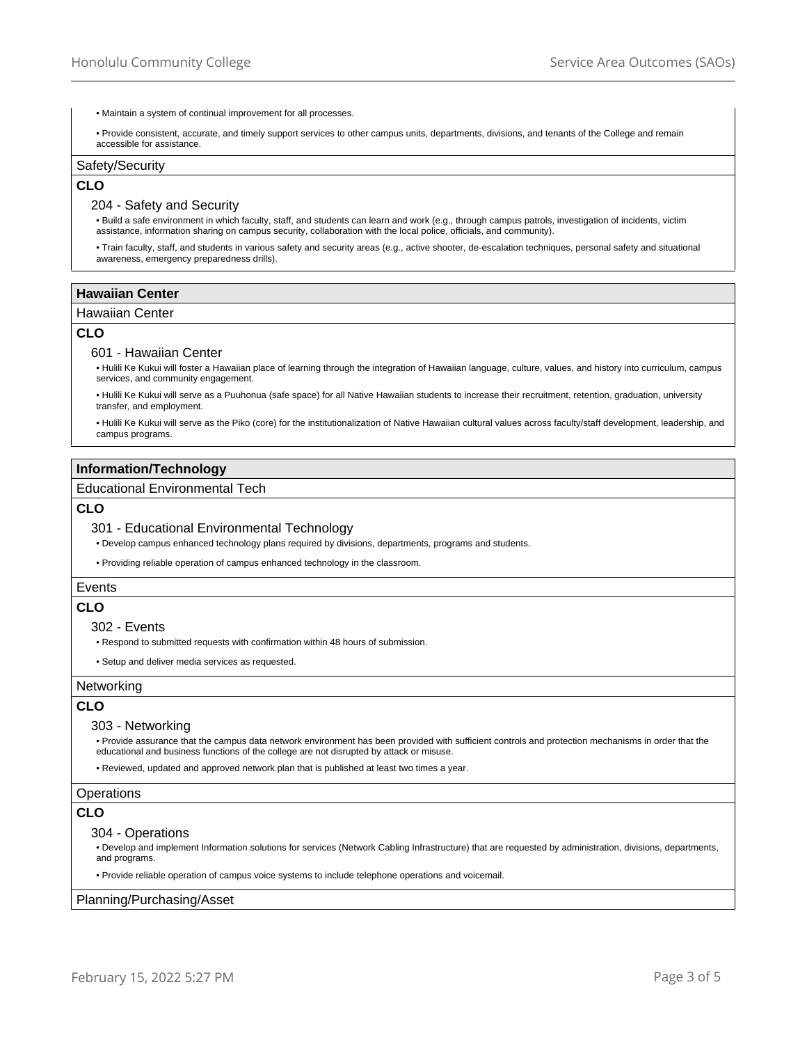- Maintain a system of continual improvement for all processes.
- Provide consistent, accurate, and timely support services to other campus units, departments, divisions, and tenants of the College and remain accessible for assistance.

### Safety/Security

**CLO**

#### 204 - Safety and Security

- Build a safe environment in which faculty, staff, and students can learn and work (e.g., through campus patrols, investigation of incidents, victim assistance, information sharing on campus security, collaboration with the local police, officials, and community).
- Train faculty, staff, and students in various safety and security areas (e.g., active shooter, de-escalation techniques, personal safety and situational awareness, emergency preparedness drills).

## Hawaiian Center

### Hawaiian Center

**CLO**

#### 601 - Hawaiian Center

- Hulili Ke Kukui will foster a Hawaiian place of learning through the integration of Hawaiian language, culture, values, and history into curriculum, campus services, and community engagement.
- Hulili Ke Kukui will serve as a Puuhonua (safe space) for all Native Hawaiian students to increase their recruitment, retention, graduation, university transfer, and employment.
- Hulili Ke Kukui will serve as the Piko (core) for the institutionalization of Native Hawaiian cultural values across faculty/staff development, leadership, and campus programs.

## Information/Technology

### Educational Environmental Tech

**CLO**

#### 301 - Educational Environmental Technology

- Develop campus enhanced technology plans required by divisions, departments, programs and students.
- Providing reliable operation of campus enhanced technology in the classroom.

### Events

**CLO**

#### 302 - Events

- Respond to submitted requests with confirmation within 48 hours of submission.
- Setup and deliver media services as requested.

### Networking

**CLO**

#### 303 - Networking

- Provide assurance that the campus data network environment has been provided with sufficient controls and protection mechanisms in order that the educational and business functions of the college are not disrupted by attack or misuse.
- Reviewed, updated and approved network plan that is published at least two times a year.

### Operations

**CLO**

#### 304 - Operations

- Develop and implement Information solutions for services (Network Cabling Infrastructure) that are requested by administration, divisions, departments, and programs.
- Provide reliable operation of campus voice systems to include telephone operations and voicemail.

### Planning/Purchasing/Asset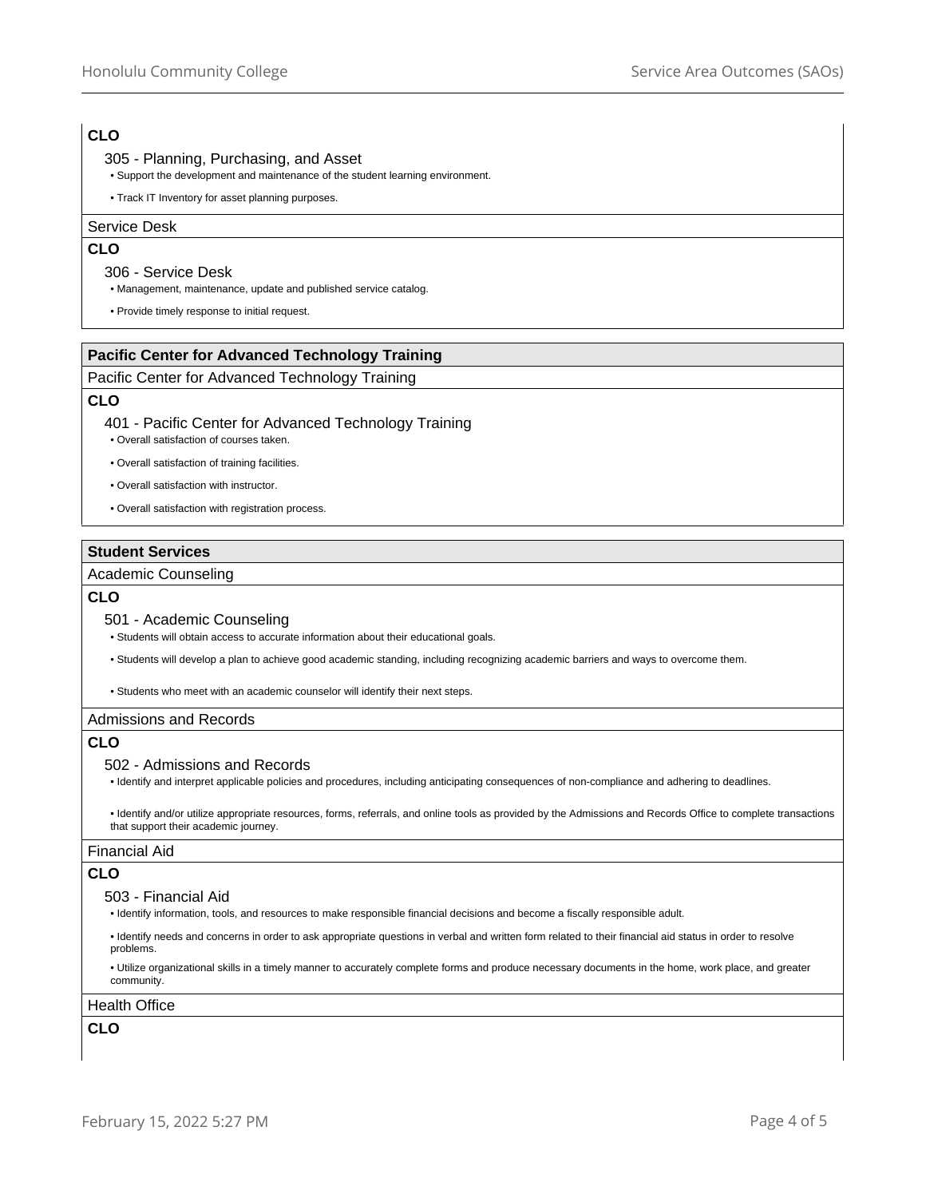**CLO**

305 - Planning, Purchasing, and Asset

- Support the development and maintenance of the student learning environment.
- Track IT Inventory for asset planning purposes.

Service Desk

**CLO**

306 - Service Desk

- Management, maintenance, update and published service catalog.
- Provide timely response to initial request.

## Pacific Center for Advanced Technology Training

Pacific Center for Advanced Technology Training

**CLO**

401 - Pacific Center for Advanced Technology Training

- Overall satisfaction of courses taken.
- Overall satisfaction of training facilities.
- Overall satisfaction with instructor.
- Overall satisfaction with registration process.

## Student Services

Academic Counseling

**CLO**

501 - Academic Counseling

- Students will obtain access to accurate information about their educational goals.
- Students will develop a plan to achieve good academic standing, including recognizing academic barriers and ways to overcome them.
- Students who meet with an academic counselor will identify their next steps.

Admissions and Records

**CLO**

502 - Admissions and Records

- Identify and interpret applicable policies and procedures, including anticipating consequences of non-compliance and adhering to deadlines.
- Identify and/or utilize appropriate resources, forms, referrals, and online tools as provided by the Admissions and Records Office to complete transactions that support their academic journey.

Financial Aid

**CLO**

503 - Financial Aid

- Identify information, tools, and resources to make responsible financial decisions and become a fiscally responsible adult.
- Identify needs and concerns in order to ask appropriate questions in verbal and written form related to their financial aid status in order to resolve problems.
- Utilize organizational skills in a timely manner to accurately complete forms and produce necessary documents in the home, work place, and greater community.

Health Office

**CLO**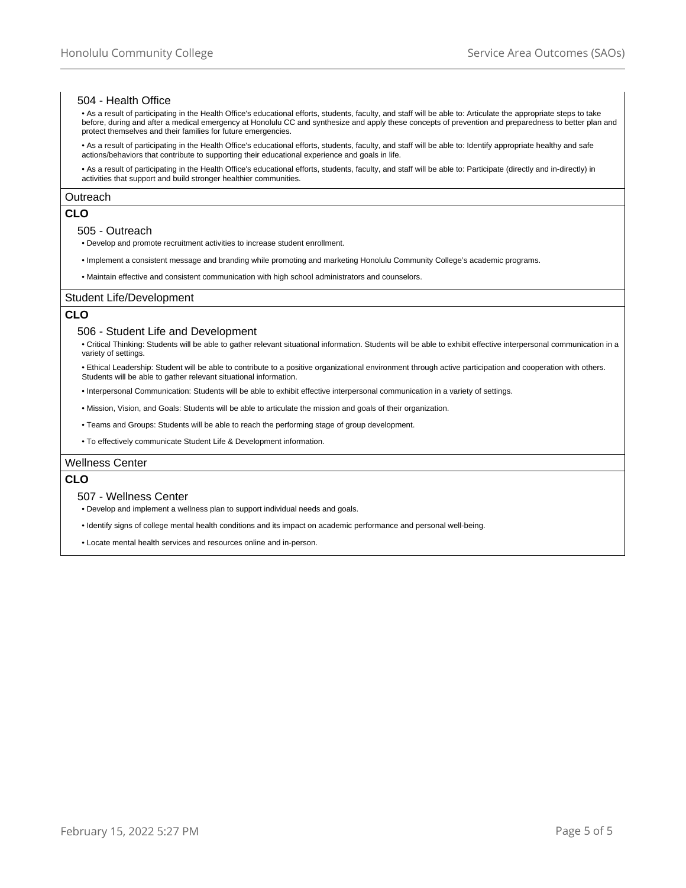### 504 - Health Office

- As a result of participating in the Health Office's educational efforts, students, faculty, and staff will be able to: Articulate the appropriate steps to take before, during and after a medical emergency at Honolulu CC and synthesize and apply these concepts of prevention and preparedness to better plan and protect themselves and their families for future emergencies.
- As a result of participating in the Health Office's educational efforts, students, faculty, and staff will be able to: Identify appropriate healthy and safe actions/behaviors that contribute to supporting their educational experience and goals in life.
- As a result of participating in the Health Office's educational efforts, students, faculty, and staff will be able to: Participate (directly and in-directly) in activities that support and build stronger healthier communities.

## Outreach

**CLO**

### 505 - Outreach

- Develop and promote recruitment activities to increase student enrollment.
- Implement a consistent message and branding while promoting and marketing Honolulu Community College's academic programs.
- Maintain effective and consistent communication with high school administrators and counselors.

## Student Life/Development

**CLO**

### 506 - Student Life and Development

- Critical Thinking: Students will be able to gather relevant situational information. Students will be able to exhibit effective interpersonal communication in a variety of settings.
- Ethical Leadership: Student will be able to contribute to a positive organizational environment through active participation and cooperation with others. Students will be able to gather relevant situational information.
- Interpersonal Communication: Students will be able to exhibit effective interpersonal communication in a variety of settings.
- Mission, Vision, and Goals: Students will be able to articulate the mission and goals of their organization.
- Teams and Groups: Students will be able to reach the performing stage of group development.
- To effectively communicate Student Life & Development information.

## Wellness Center

**CLO**

### 507 - Wellness Center

- Develop and implement a wellness plan to support individual needs and goals.
- Identify signs of college mental health conditions and its impact on academic performance and personal well-being.
- Locate mental health services and resources online and in-person.